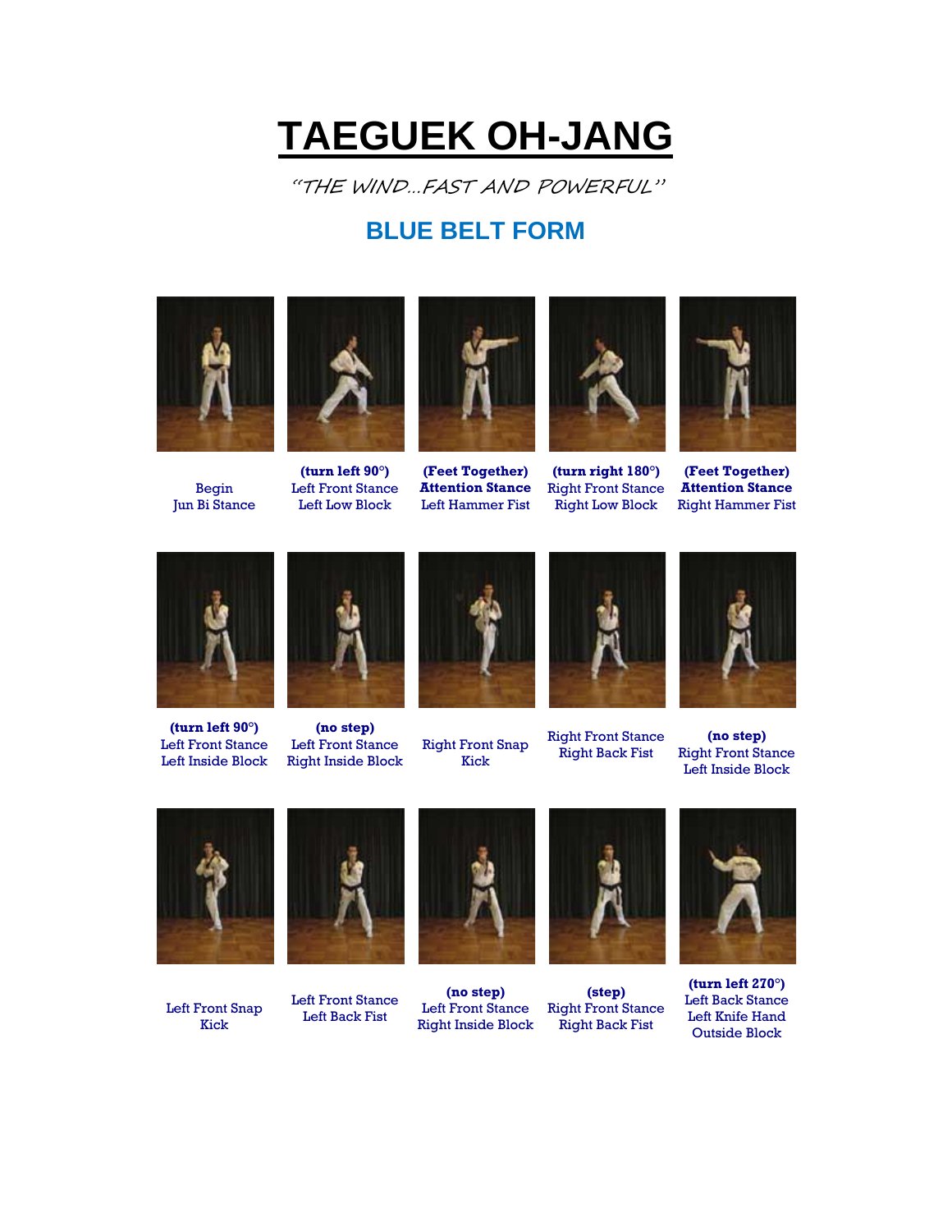# TAEGUEK OH-JANG

*"THE WIND…FAST AND POWERFUL"*

## BLUE BELT FORM

Begin
Jun Bi Stance

**(turn left 90°)**
Left Front Stance
Left Low Block

**(Feet Together)**
**Attention Stance**
Left Hammer Fist

**(turn right 180°)**
Right Front Stance
Right Low Block

**(Feet Together)**
**Attention Stance**
Right Hammer Fist

**(turn left 90°)**
Left Front Stance
Left Inside Block

**(no step)**
Left Front Stance
Right Inside Block

Right Front Snap Kick

Right Front Stance
Right Back Fist

**(no step)**
Right Front Stance
Left Inside Block

Left Front Snap Kick

Left Front Stance
Left Back Fist

**(no step)**
Left Front Stance
Right Inside Block

**(step)**
Right Front Stance
Right Back Fist

**(turn left 270°)**
Left Back Stance
Left Knife Hand
Outside Block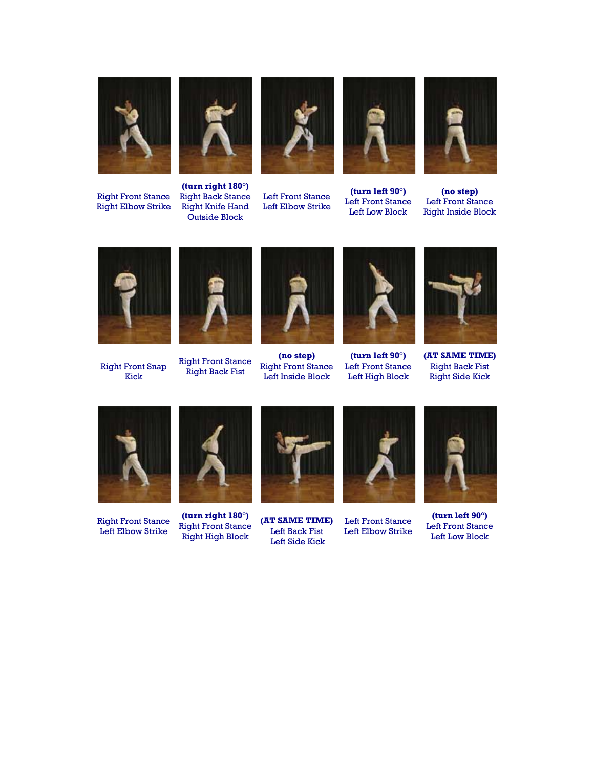Right Front Stance
Right Elbow Strike

**(turn right 180°)**
Right Back Stance
Right Knife Hand
Outside Block

Left Front Stance
Left Elbow Strike

**(turn left 90°)**
Left Front Stance
Left Low Block

**(no step)**
Left Front Stance
Right Inside Block

Right Front Snap
Kick

Right Front Stance
Right Back Fist

**(no step)**
Right Front Stance
Left Inside Block

**(turn left 90°)**
Left Front Stance
Left High Block

**(AT SAME TIME)**
Right Back Fist
Right Side Kick

Right Front Stance
Left Elbow Strike

**(turn right 180°)**
Right Front Stance
Right High Block

**(AT SAME TIME)**
Left Back Fist
Left Side Kick

Left Front Stance
Left Elbow Strike

**(turn left 90°)**
Left Front Stance
Left Low Block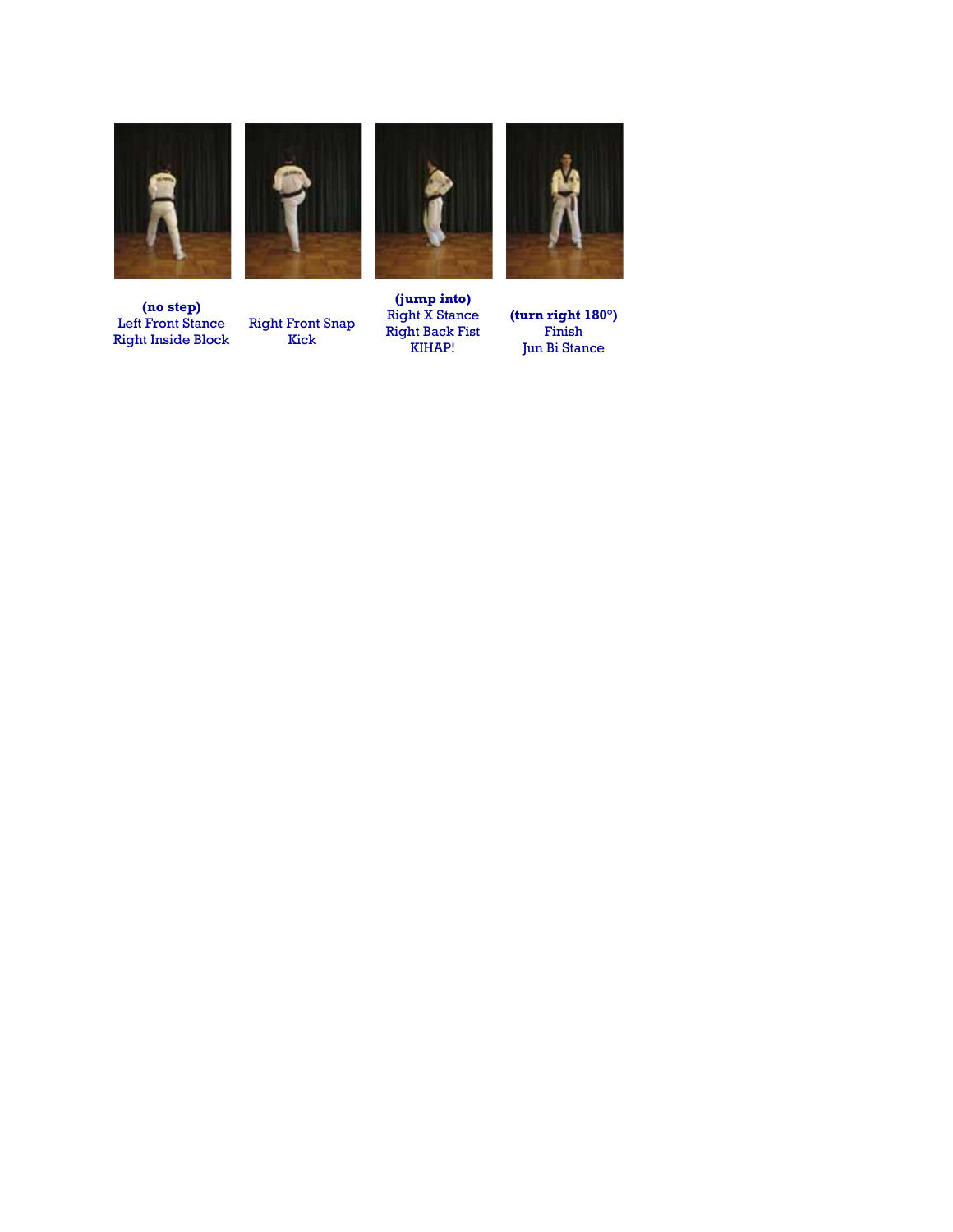**(no step)**
Left Front Stance
Right Inside Block

Right Front Snap
Kick

**(jump into)**
Right X Stance
Right Back Fist
KIHAP!

**(turn right 180°)**
Finish
Jun Bi Stance